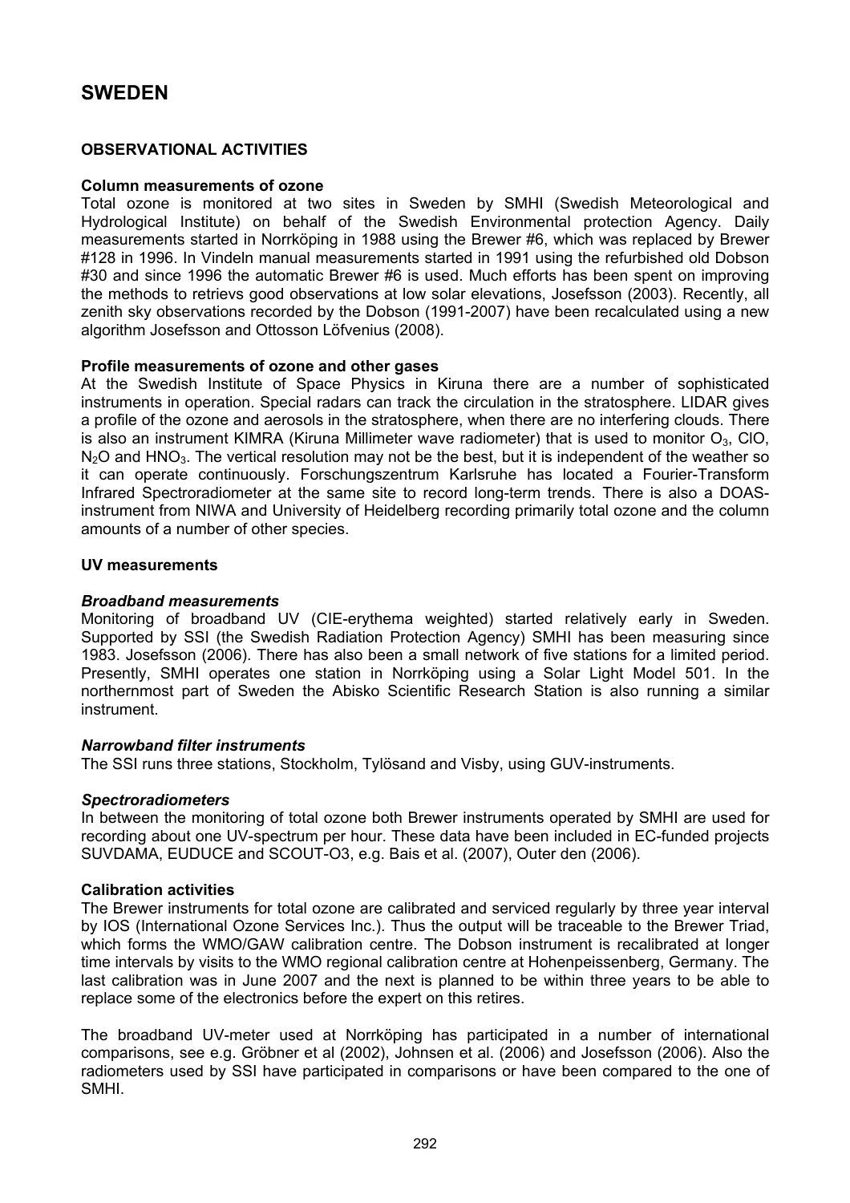# SWEDEN

## OBSERVATIONAL ACTIVITIES

### Column measurements of ozone

Total ozone is monitored at two sites in Sweden by SMHI (Swedish Meteorological and Hydrological Institute) on behalf of the Swedish Environmental protection Agency. Daily measurements started in Norrköping in 1988 using the Brewer #6, which was replaced by Brewer #128 in 1996. In Vindeln manual measurements started in 1991 using the refurbished old Dobson #30 and since 1996 the automatic Brewer #6 is used. Much efforts has been spent on improving the methods to retrievs good observations at low solar elevations, Josefsson (2003). Recently, all zenith sky observations recorded by the Dobson (1991-2007) have been recalculated using a new algorithm Josefsson and Ottosson Löfvenius (2008).

### Profile measurements of ozone and other gases

At the Swedish Institute of Space Physics in Kiruna there are a number of sophisticated instruments in operation. Special radars can track the circulation in the stratosphere. LIDAR gives a profile of the ozone and aerosols in the stratosphere, when there are no interfering clouds. There is also an instrument KIMRA (Kiruna Millimeter wave radiometer) that is used to monitor $O_3$, ClO, $N_2O$ and $HNO_3$. The vertical resolution may not be the best, but it is independent of the weather so it can operate continuously. Forschungszentrum Karlsruhe has located a Fourier-Transform Infrared Spectroradiometer at the same site to record long-term trends. There is also a DOAS-instrument from NIWA and University of Heidelberg recording primarily total ozone and the column amounts of a number of other species.

### UV measurements

#### *Broadband measurements*

Monitoring of broadband UV (CIE-erythema weighted) started relatively early in Sweden. Supported by SSI (the Swedish Radiation Protection Agency) SMHI has been measuring since 1983. Josefsson (2006). There has also been a small network of five stations for a limited period. Presently, SMHI operates one station in Norrköping using a Solar Light Model 501. In the northernmost part of Sweden the Abisko Scientific Research Station is also running a similar instrument.

#### *Narrowband filter instruments*

The SSI runs three stations, Stockholm, Tylösand and Visby, using GUV-instruments.

#### *Spectroradiometers*

In between the monitoring of total ozone both Brewer instruments operated by SMHI are used for recording about one UV-spectrum per hour. These data have been included in EC-funded projects SUVDAMA, EUDUCE and SCOUT-O3, e.g. Bais et al. (2007), Outer den (2006).

### Calibration activities

The Brewer instruments for total ozone are calibrated and serviced regularly by three year interval by IOS (International Ozone Services Inc.). Thus the output will be traceable to the Brewer Triad, which forms the WMO/GAW calibration centre. The Dobson instrument is recalibrated at longer time intervals by visits to the WMO regional calibration centre at Hohenpeissenberg, Germany. The last calibration was in June 2007 and the next is planned to be within three years to be able to replace some of the electronics before the expert on this retires.

The broadband UV-meter used at Norrköping has participated in a number of international comparisons, see e.g. Gröbner et al (2002), Johnsen et al. (2006) and Josefsson (2006). Also the radiometers used by SSI have participated in comparisons or have been compared to the one of SMHI.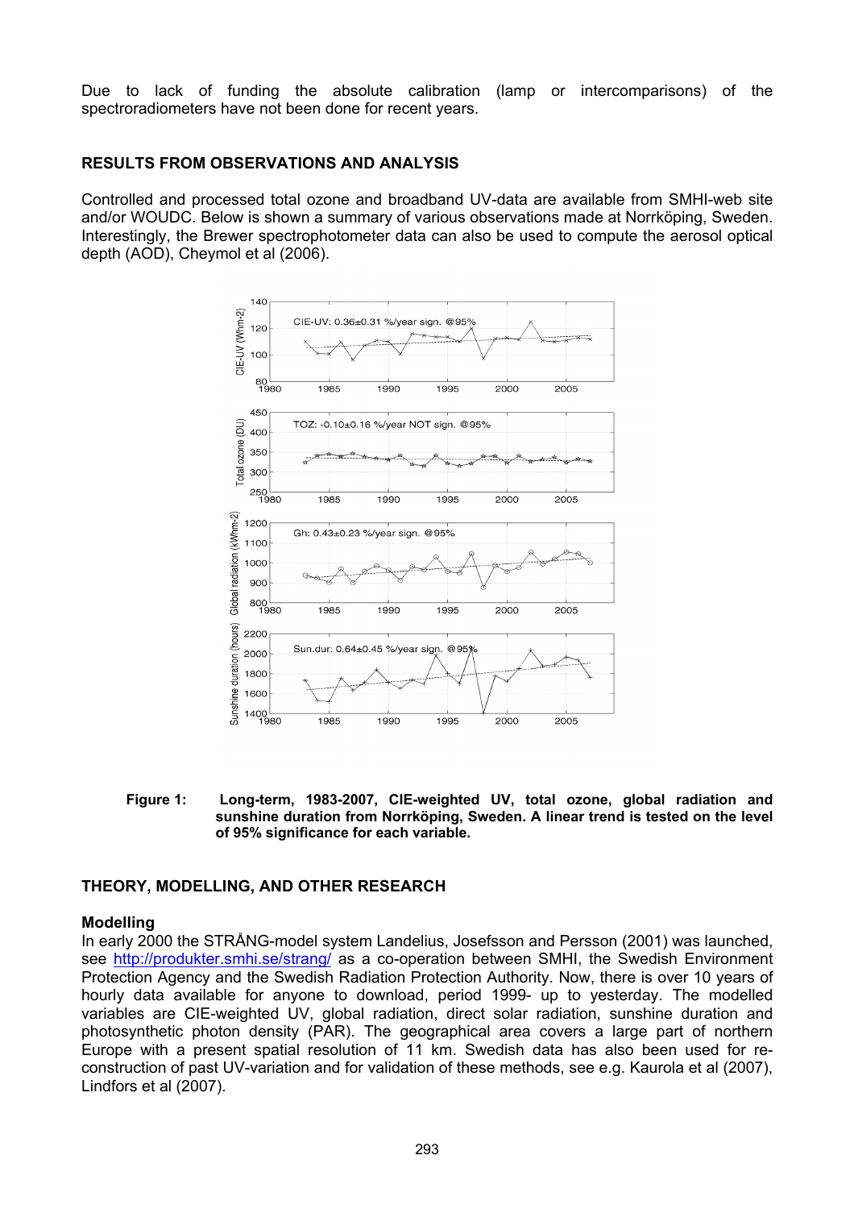Due to lack of funding the absolute calibration (lamp or intercomparisons) of the spectroradiometers have not been done for recent years.

## RESULTS FROM OBSERVATIONS AND ANALYSIS

Controlled and processed total ozone and broadband UV-data are available from SMHI-web site and/or WOUDC. Below is shown a summary of various observations made at Norrköping, Sweden. Interestingly, the Brewer spectrophotometer data can also be used to compute the aerosol optical depth (AOD), Cheymol et al (2006).

**Figure 1: Long-term, 1983-2007, CIE-weighted UV, total ozone, global radiation and sunshine duration from Norrköping, Sweden. A linear trend is tested on the level of 95% significance for each variable.**

## THEORY, MODELLING, AND OTHER RESEARCH

### Modelling

In early 2000 the STRÅNG-model system Landelius, Josefsson and Persson (2001) was launched, see http://produkter.smhi.se/strang/ as a co-operation between SMHI, the Swedish Environment Protection Agency and the Swedish Radiation Protection Authority. Now, there is over 10 years of hourly data available for anyone to download, period 1999- up to yesterday. The modelled variables are CIE-weighted UV, global radiation, direct solar radiation, sunshine duration and photosynthetic photon density (PAR). The geographical area covers a large part of northern Europe with a present spatial resolution of 11 km. Swedish data has also been used for re-construction of past UV-variation and for validation of these methods, see e.g. Kaurola et al (2007), Lindfors et al (2007).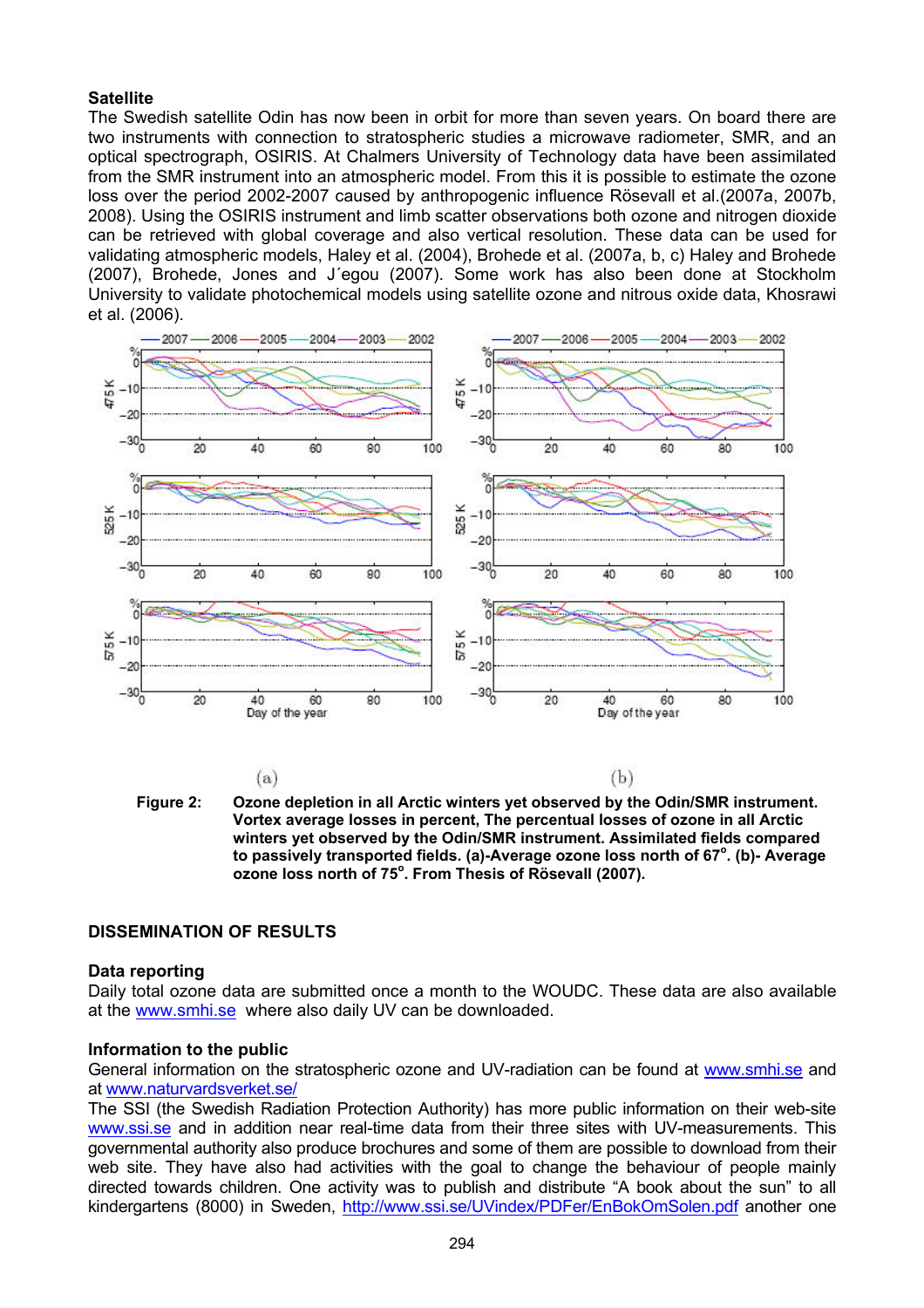**Satellite**

The Swedish satellite Odin has now been in orbit for more than seven years. On board there are two instruments with connection to stratospheric studies a microwave radiometer, SMR, and an optical spectrograph, OSIRIS. At Chalmers University of Technology data have been assimilated from the SMR instrument into an atmospheric model. From this it is possible to estimate the ozone loss over the period 2002-2007 caused by anthropogenic influence Rösevall et al.(2007a, 2007b, 2008). Using the OSIRIS instrument and limb scatter observations both ozone and nitrogen dioxide can be retrieved with global coverage and also vertical resolution. These data can be used for validating atmospheric models, Haley et al. (2004), Brohede et al. (2007a, b, c) Haley and Brohede (2007), Brohede, Jones and J´egou (2007). Some work has also been done at Stockholm University to validate photochemical models using satellite ozone and nitrous oxide data, Khosrawi et al. (2006).

(a) (b)

**Figure 2: Ozone depletion in all Arctic winters yet observed by the Odin/SMR instrument. Vortex average losses in percent, The percentual losses of ozone in all Arctic winters yet observed by the Odin/SMR instrument. Assimilated fields compared to passively transported fields. (a)-Average ozone loss north of 67°. (b)- Average ozone loss north of 75°. From Thesis of Rösevall (2007).**

## DISSEMINATION OF RESULTS

**Data reporting**

Daily total ozone data are submitted once a month to the WOUDC. These data are also available at the www.smhi.se where also daily UV can be downloaded.

**Information to the public**

General information on the stratospheric ozone and UV-radiation can be found at www.smhi.se and at www.naturvardsverket.se/

The SSI (the Swedish Radiation Protection Authority) has more public information on their web-site www.ssi.se and in addition near real-time data from their three sites with UV-measurements. This governmental authority also produce brochures and some of them are possible to download from their web site. They have also had activities with the goal to change the behaviour of people mainly directed towards children. One activity was to publish and distribute "A book about the sun" to all kindergartens (8000) in Sweden, http://www.ssi.se/UVindex/PDFer/EnBokOmSolen.pdf another one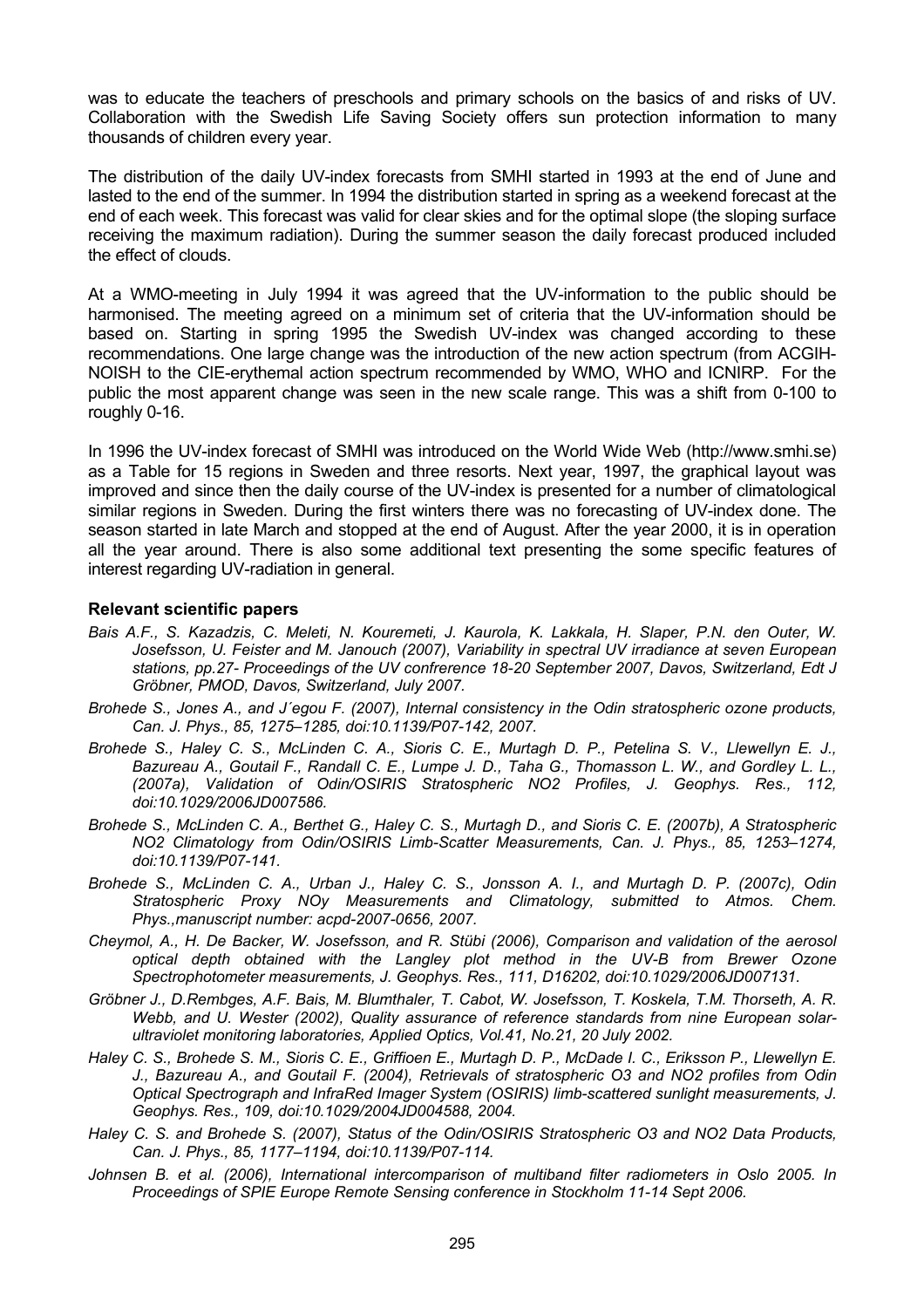was to educate the teachers of preschools and primary schools on the basics of and risks of UV. Collaboration with the Swedish Life Saving Society offers sun protection information to many thousands of children every year.

The distribution of the daily UV-index forecasts from SMHI started in 1993 at the end of June and lasted to the end of the summer. In 1994 the distribution started in spring as a weekend forecast at the end of each week. This forecast was valid for clear skies and for the optimal slope (the sloping surface receiving the maximum radiation). During the summer season the daily forecast produced included the effect of clouds.

At a WMO-meeting in July 1994 it was agreed that the UV-information to the public should be harmonised. The meeting agreed on a minimum set of criteria that the UV-information should be based on. Starting in spring 1995 the Swedish UV-index was changed according to these recommendations. One large change was the introduction of the new action spectrum (from ACGIH-NOISH to the CIE-erythemal action spectrum recommended by WMO, WHO and ICNIRP. For the public the most apparent change was seen in the new scale range. This was a shift from 0-100 to roughly 0-16.

In 1996 the UV-index forecast of SMHI was introduced on the World Wide Web (http://www.smhi.se) as a Table for 15 regions in Sweden and three resorts. Next year, 1997, the graphical layout was improved and since then the daily course of the UV-index is presented for a number of climatological similar regions in Sweden. During the first winters there was no forecasting of UV-index done. The season started in late March and stopped at the end of August. After the year 2000, it is in operation all the year around. There is also some additional text presenting the some specific features of interest regarding UV-radiation in general.

### Relevant scientific papers

*Bais A.F., S. Kazadzis, C. Meleti, N. Kouremeti, J. Kaurola, K. Lakkala, H. Slaper, P.N. den Outer, W. Josefsson, U. Feister and M. Janouch (2007), Variability in spectral UV irradiance at seven European stations, pp.27- Proceedings of the UV confrerence 18-20 September 2007, Davos, Switzerland, Edt J Gröbner, PMOD, Davos, Switzerland, July 2007.*

*Brohede S., Jones A., and J´egou F. (2007), Internal consistency in the Odin stratospheric ozone products, Can. J. Phys., 85, 1275–1285, doi:10.1139/P07-142, 2007.*

*Brohede S., Haley C. S., McLinden C. A., Sioris C. E., Murtagh D. P., Petelina S. V., Llewellyn E. J., Bazureau A., Goutail F., Randall C. E., Lumpe J. D., Taha G., Thomasson L. W., and Gordley L. L., (2007a), Validation of Odin/OSIRIS Stratospheric NO2 Profiles, J. Geophys. Res., 112, doi:10.1029/2006JD007586.*

*Brohede S., McLinden C. A., Berthet G., Haley C. S., Murtagh D., and Sioris C. E. (2007b), A Stratospheric NO2 Climatology from Odin/OSIRIS Limb-Scatter Measurements, Can. J. Phys., 85, 1253–1274, doi:10.1139/P07-141.*

*Brohede S., McLinden C. A., Urban J., Haley C. S., Jonsson A. I., and Murtagh D. P. (2007c), Odin Stratospheric Proxy NOy Measurements and Climatology, submitted to Atmos. Chem. Phys.,manuscript number: acpd-2007-0656, 2007.*

*Cheymol, A., H. De Backer, W. Josefsson, and R. Stübi (2006), Comparison and validation of the aerosol optical depth obtained with the Langley plot method in the UV-B from Brewer Ozone Spectrophotometer measurements, J. Geophys. Res., 111, D16202, doi:10.1029/2006JD007131.*

*Gröbner J., D.Rembges, A.F. Bais, M. Blumthaler, T. Cabot, W. Josefsson, T. Koskela, T.M. Thorseth, A. R. Webb, and U. Wester (2002), Quality assurance of reference standards from nine European solar-ultraviolet monitoring laboratories, Applied Optics, Vol.41, No.21, 20 July 2002.*

*Haley C. S., Brohede S. M., Sioris C. E., Griffioen E., Murtagh D. P., McDade I. C., Eriksson P., Llewellyn E. J., Bazureau A., and Goutail F. (2004), Retrievals of stratospheric O3 and NO2 profiles from Odin Optical Spectrograph and InfraRed Imager System (OSIRIS) limb-scattered sunlight measurements, J. Geophys. Res., 109, doi:10.1029/2004JD004588, 2004.*

*Haley C. S. and Brohede S. (2007), Status of the Odin/OSIRIS Stratospheric O3 and NO2 Data Products, Can. J. Phys., 85, 1177–1194, doi:10.1139/P07-114.*

*Johnsen B. et al. (2006), International intercomparison of multiband filter radiometers in Oslo 2005. In Proceedings of SPIE Europe Remote Sensing conference in Stockholm 11-14 Sept 2006.*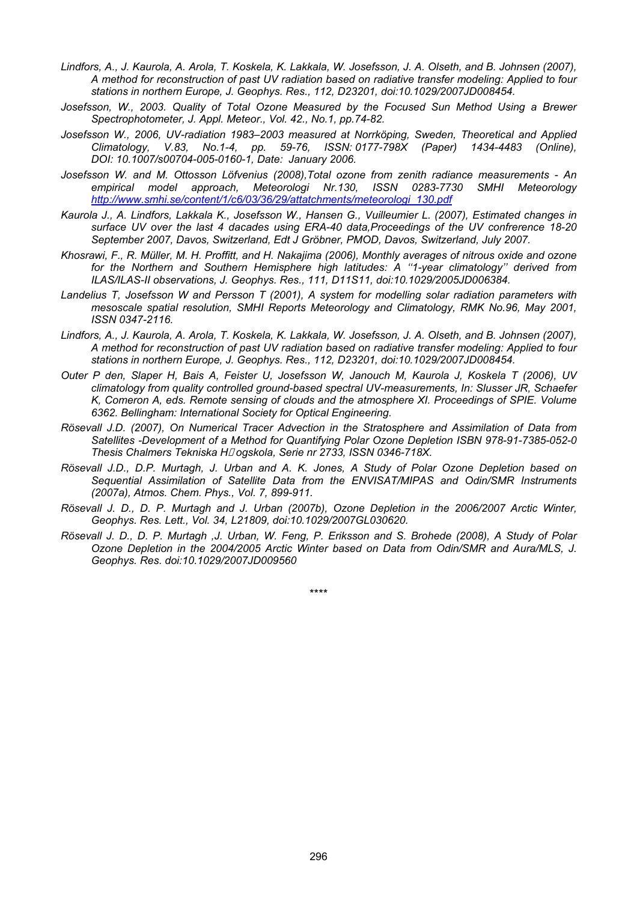*Lindfors, A., J. Kaurola, A. Arola, T. Koskela, K. Lakkala, W. Josefsson, J. A. Olseth, and B. Johnsen (2007), A method for reconstruction of past UV radiation based on radiative transfer modeling: Applied to four stations in northern Europe, J. Geophys. Res., 112, D23201, doi:10.1029/2007JD008454.*

*Josefsson, W., 2003. Quality of Total Ozone Measured by the Focused Sun Method Using a Brewer Spectrophotometer, J. Appl. Meteor., Vol. 42., No.1, pp.74-82.*

*Josefsson W., 2006, UV-radiation 1983–2003 measured at Norrköping, Sweden, Theoretical and Applied Climatology, V.83, No.1-4, pp. 59-76, ISSN: 0177-798X (Paper) 1434-4483 (Online), DOI: 10.1007/s00704-005-0160-1, Date: January 2006.*

*Josefsson W. and M. Ottosson Löfvenius (2008),Total ozone from zenith radiance measurements - An empirical model approach, Meteorologi Nr.130, ISSN 0283-7730 SMHI Meteorology http://www.smhi.se/content/1/c6/03/36/29/attatchments/meteorologi_130.pdf*

*Kaurola J., A. Lindfors, Lakkala K., Josefsson W., Hansen G., Vuilleumier L. (2007), Estimated changes in surface UV over the last 4 dacades using ERA-40 data,Proceedings of the UV confrerence 18-20 September 2007, Davos, Switzerland, Edt J Gröbner, PMOD, Davos, Switzerland, July 2007.*

*Khosrawi, F., R. Müller, M. H. Proffitt, and H. Nakajima (2006), Monthly averages of nitrous oxide and ozone for the Northern and Southern Hemisphere high latitudes: A ''1-year climatology'' derived from ILAS/ILAS-II observations, J. Geophys. Res., 111, D11S11, doi:10.1029/2005JD006384.*

*Landelius T, Josefsson W and Persson T (2001), A system for modelling solar radiation parameters with mesoscale spatial resolution, SMHI Reports Meteorology and Climatology, RMK No.96, May 2001, ISSN 0347-2116.*

*Lindfors, A., J. Kaurola, A. Arola, T. Koskela, K. Lakkala, W. Josefsson, J. A. Olseth, and B. Johnsen (2007), A method for reconstruction of past UV radiation based on radiative transfer modeling: Applied to four stations in northern Europe, J. Geophys. Res., 112, D23201, doi:10.1029/2007JD008454.*

*Outer P den, Slaper H, Bais A, Feister U, Josefsson W, Janouch M, Kaurola J, Koskela T (2006), UV climatology from quality controlled ground-based spectral UV-measurements, In: Slusser JR, Schaefer K, Comeron A, eds. Remote sensing of clouds and the atmosphere XI. Proceedings of SPIE. Volume 6362. Bellingham: International Society for Optical Engineering.*

*Rösevall J.D. (2007), On Numerical Tracer Advection in the Stratosphere and Assimilation of Data from Satellites -Development of a Method for Quantifying Polar Ozone Depletion ISBN 978-91-7385-052-0 Thesis Chalmers Tekniska H�ogskola, Serie nr 2733, ISSN 0346-718X.*

*Rösevall J.D., D.P. Murtagh, J. Urban and A. K. Jones, A Study of Polar Ozone Depletion based on Sequential Assimilation of Satellite Data from the ENVISAT/MIPAS and Odin/SMR Instruments (2007a), Atmos. Chem. Phys., Vol. 7, 899-911.*

*Rösevall J. D., D. P. Murtagh and J. Urban (2007b), Ozone Depletion in the 2006/2007 Arctic Winter, Geophys. Res. Lett., Vol. 34, L21809, doi:10.1029/2007GL030620.*

*Rösevall J. D., D. P. Murtagh ,J. Urban, W. Feng, P. Eriksson and S. Brohede (2008), A Study of Polar Ozone Depletion in the 2004/2005 Arctic Winter based on Data from Odin/SMR and Aura/MLS, J. Geophys. Res. doi:10.1029/2007JD009560*

\*\*\*\*